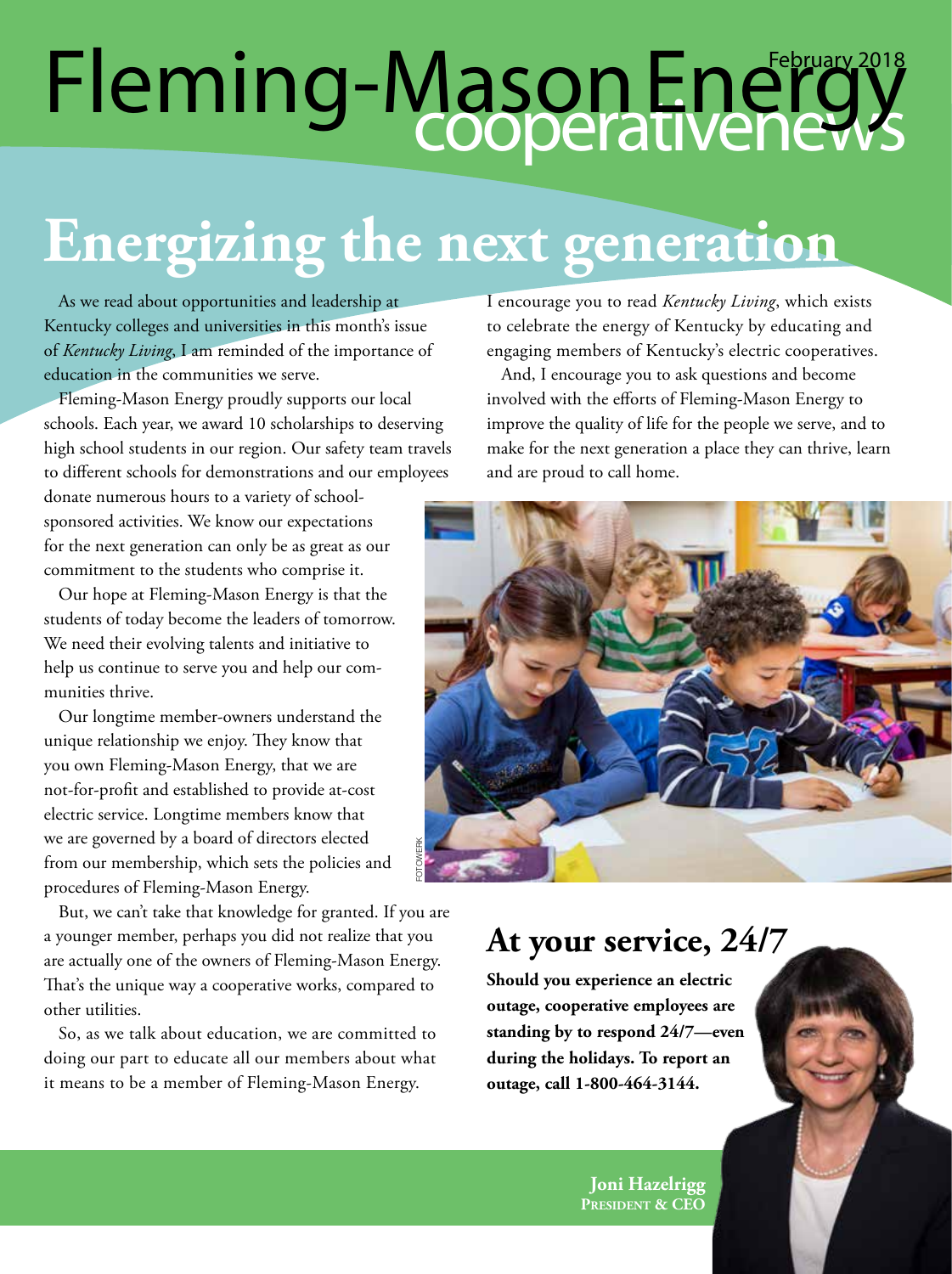# Fleming-Mason Energy cooperativenews

February 2018

# Energizing the next generation

As we read about opportunities and leadership at Kentucky colleges and universities in this month's issue of *Kentucky Living*, I am reminded of the importance of education in the communities we serve.

Fleming-Mason Energy proudly supports our local schools. Each year, we award 10 scholarships to deserving high school students in our region. Our safety team travels to different schools for demonstrations and our employees donate numerous hours to a variety of school-sponsored activities. We know our expectations for the next generation can only be as great as our commitment to the students who comprise it.

Our hope at Fleming-Mason Energy is that the students of today become the leaders of tomorrow. We need their evolving talents and initiative to help us continue to serve you and help our communities thrive.

Our longtime member-owners understand the unique relationship we enjoy. They know that you own Fleming-Mason Energy, that we are not-for-profit and established to provide at-cost electric service. Longtime members know that we are governed by a board of directors elected from our membership, which sets the policies and procedures of Fleming-Mason Energy.

But, we can't take that knowledge for granted. If you are a younger member, perhaps you did not realize that you are actually one of the owners of Fleming-Mason Energy. That's the unique way a cooperative works, compared to other utilities.

So, as we talk about education, we are committed to doing our part to educate all our members about what it means to be a member of Fleming-Mason Energy.

I encourage you to read *Kentucky Living*, which exists to celebrate the energy of Kentucky by educating and engaging members of Kentucky's electric cooperatives.

And, I encourage you to ask questions and become involved with the efforts of Fleming-Mason Energy to improve the quality of life for the people we serve, and to make for the next generation a place they can thrive, learn and are proud to call home.

FOTOWERK

## At your service, 24/7

**Should you experience an electric outage, cooperative employees are standing by to respond 24/7—even during the holidays. To report an outage, call 1-800-464-3144.**

**Joni Hazelrigg**
**President & CEO**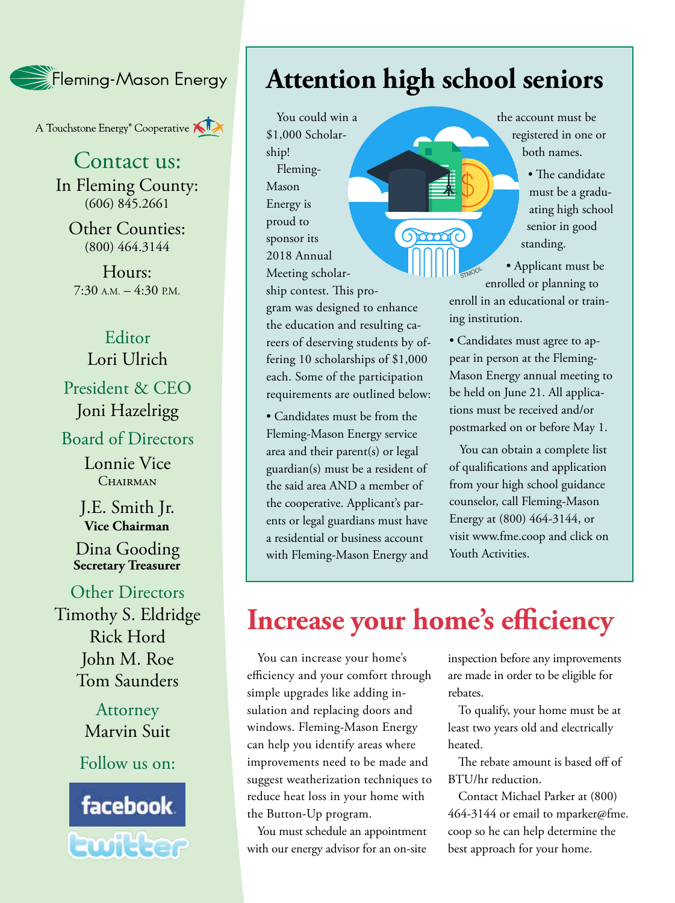Fleming-Mason Energy

A Touchstone Energy® Cooperative

## Contact us:

In Fleming County:
(606) 845.2661

Other Counties:
(800) 464.3144

Hours:
7:30 A.M. – 4:30 P.M.

Editor
Lori Ulrich

President & CEO
Joni Hazelrigg

Board of Directors

Lonnie Vice
CHAIRMAN

J.E. Smith Jr.
**Vice Chairman**

Dina Gooding
**Secretary Treasurer**

Other Directors
Timothy S. Eldridge
Rick Hord
John M. Roe
Tom Saunders

Attorney
Marvin Suit

Follow us on:

facebook
twitter

# Attention high school seniors

You could win a $1,000 Scholarship!

Fleming-Mason Energy is proud to sponsor its 2018 Annual Meeting scholarship contest. This program was designed to enhance the education and resulting careers of deserving students by offering 10 scholarships of $1,000 each. Some of the participation requirements are outlined below:

• Candidates must be from the Fleming-Mason Energy service area and their parent(s) or legal guardian(s) must be a resident of the said area AND a member of the cooperative. Applicant's parents or legal guardians must have a residential or business account with Fleming-Mason Energy and the account must be registered in one or both names.

• The candidate must be a graduating high school senior in good standing.

• Applicant must be enrolled or planning to enroll in an educational or training institution.

• Candidates must agree to appear in person at the Fleming-Mason Energy annual meeting to be held on June 21. All applications must be received and/or postmarked on or before May 1.

You can obtain a complete list of qualifications and application from your high school guidance counselor, call Fleming-Mason Energy at (800) 464-3144, or visit www.fme.coop and click on Youth Activities.

# Increase your home's efficiency

You can increase your home's efficiency and your comfort through simple upgrades like adding insulation and replacing doors and windows. Fleming-Mason Energy can help you identify areas where improvements need to be made and suggest weatherization techniques to reduce heat loss in your home with the Button-Up program.

You must schedule an appointment with our energy advisor for an on-site inspection before any improvements are made in order to be eligible for rebates.

To qualify, your home must be at least two years old and electrically heated.

The rebate amount is based off of BTU/hr reduction.

Contact Michael Parker at (800) 464-3144 or email to mparker@fme.coop so he can help determine the best approach for your home.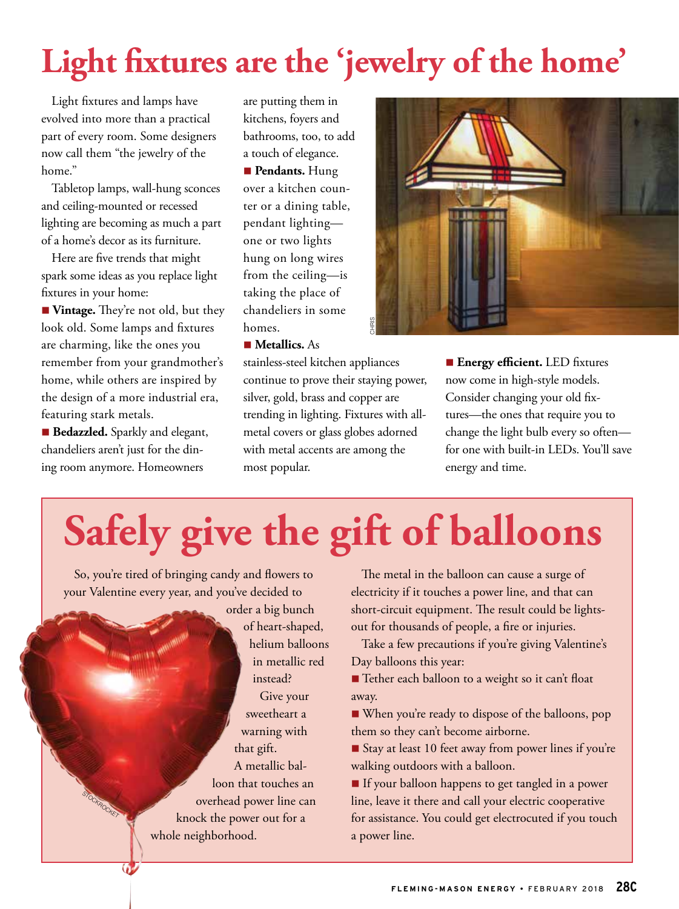# Light fixtures are the 'jewelry of the home'

Light fixtures and lamps have evolved into more than a practical part of every room. Some designers now call them "the jewelry of the home."

Tabletop lamps, wall-hung sconces and ceiling-mounted or recessed lighting are becoming as much a part of a home's decor as its furniture.

Here are five trends that might spark some ideas as you replace light fixtures in your home:

■ **Vintage.** They're not old, but they look old. Some lamps and fixtures are charming, like the ones you remember from your grandmother's home, while others are inspired by the design of a more industrial era, featuring stark metals.

■ **Bedazzled.** Sparkly and elegant, chandeliers aren't just for the dining room anymore. Homeowners are putting them in kitchens, foyers and bathrooms, too, to add a touch of elegance.

■ **Pendants.** Hung over a kitchen counter or a dining table, pendant lighting—one or two lights hung on long wires from the ceiling—is taking the place of chandeliers in some homes.

■ **Metallics.** As stainless-steel kitchen appliances continue to prove their staying power, silver, gold, brass and copper are trending in lighting. Fixtures with all-metal covers or glass globes adorned with metal accents are among the most popular.

■ **Energy efficient.** LED fixtures now come in high-style models. Consider changing your old fixtures—the ones that require you to change the light bulb every so often—for one with built-in LEDs. You'll save energy and time.

# Safely give the gift of balloons

So, you're tired of bringing candy and flowers to your Valentine every year, and you've decided to order a big bunch of heart-shaped, helium balloons in metallic red instead?

Give your sweetheart a warning with that gift.

A metallic balloon that touches an overhead power line can knock the power out for a whole neighborhood.

The metal in the balloon can cause a surge of electricity if it touches a power line, and that can short-circuit equipment. The result could be lights-out for thousands of people, a fire or injuries.

Take a few precautions if you're giving Valentine's Day balloons this year:

■ Tether each balloon to a weight so it can't float away.

■ When you're ready to dispose of the balloons, pop them so they can't become airborne.

■ Stay at least 10 feet away from power lines if you're walking outdoors with a balloon.

■ If your balloon happens to get tangled in a power line, leave it there and call your electric cooperative for assistance. You could get electrocuted if you touch a power line.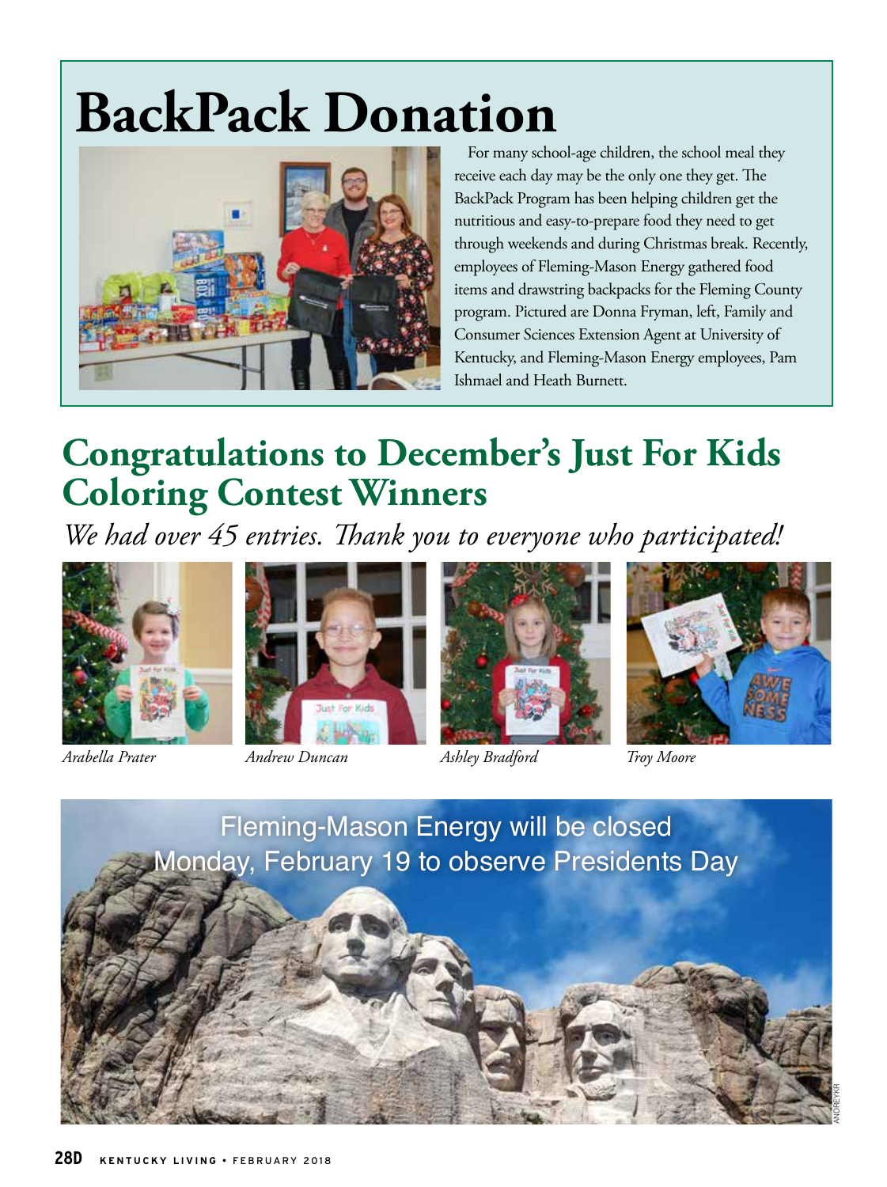# BackPack Donation

For many school-age children, the school meal they receive each day may be the only one they get. The BackPack Program has been helping children get the nutritious and easy-to-prepare food they need to get through weekends and during Christmas break. Recently, employees of Fleming-Mason Energy gathered food items and drawstring backpacks for the Fleming County program. Pictured are Donna Fryman, left, Family and Consumer Sciences Extension Agent at University of Kentucky, and Fleming-Mason Energy employees, Pam Ishmael and Heath Burnett.

## Congratulations to December's Just For Kids Coloring Contest Winners

*We had over 45 entries. Thank you to everyone who participated!*

*Arabella Prater*

*Andrew Duncan*

*Ashley Bradford*

*Troy Moore*

Fleming-Mason Energy will be closed Monday, February 19 to observe Presidents Day

ANDREYKR